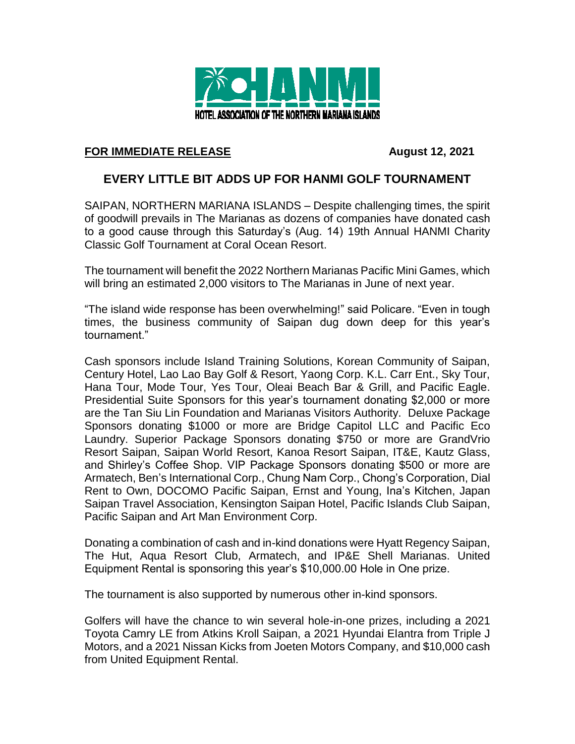HANMI

HOTEL ASSOCIATION OF THE NORTHERN MARIANA ISLANDS

**FOR IMMEDIATE RELEASE** **August 12, 2021**

## EVERY LITTLE BIT ADDS UP FOR HANMI GOLF TOURNAMENT

SAIPAN, NORTHERN MARIANA ISLANDS – Despite challenging times, the spirit of goodwill prevails in The Marianas as dozens of companies have donated cash to a good cause through this Saturday's (Aug. 14) 19th Annual HANMI Charity Classic Golf Tournament at Coral Ocean Resort.

The tournament will benefit the 2022 Northern Marianas Pacific Mini Games, which will bring an estimated 2,000 visitors to The Marianas in June of next year.

"The island wide response has been overwhelming!" said Policare. "Even in tough times, the business community of Saipan dug down deep for this year's tournament."

Cash sponsors include Island Training Solutions, Korean Community of Saipan, Century Hotel, Lao Lao Bay Golf & Resort, Yaong Corp. K.L. Carr Ent., Sky Tour, Hana Tour, Mode Tour, Yes Tour, Oleai Beach Bar & Grill, and Pacific Eagle. Presidential Suite Sponsors for this year's tournament donating $2,000 or more are the Tan Siu Lin Foundation and Marianas Visitors Authority. Deluxe Package Sponsors donating $1000 or more are Bridge Capitol LLC and Pacific Eco Laundry. Superior Package Sponsors donating $750 or more are GrandVrio Resort Saipan, Saipan World Resort, Kanoa Resort Saipan, IT&E, Kautz Glass, and Shirley's Coffee Shop. VIP Package Sponsors donating $500 or more are Armatech, Ben's International Corp., Chung Nam Corp., Chong's Corporation, Dial Rent to Own, DOCOMO Pacific Saipan, Ernst and Young, Ina's Kitchen, Japan Saipan Travel Association, Kensington Saipan Hotel, Pacific Islands Club Saipan, Pacific Saipan and Art Man Environment Corp.

Donating a combination of cash and in-kind donations were Hyatt Regency Saipan, The Hut, Aqua Resort Club, Armatech, and IP&E Shell Marianas. United Equipment Rental is sponsoring this year's $10,000.00 Hole in One prize.

The tournament is also supported by numerous other in-kind sponsors.

Golfers will have the chance to win several hole-in-one prizes, including a 2021 Toyota Camry LE from Atkins Kroll Saipan, a 2021 Hyundai Elantra from Triple J Motors, and a 2021 Nissan Kicks from Joeten Motors Company, and $10,000 cash from United Equipment Rental.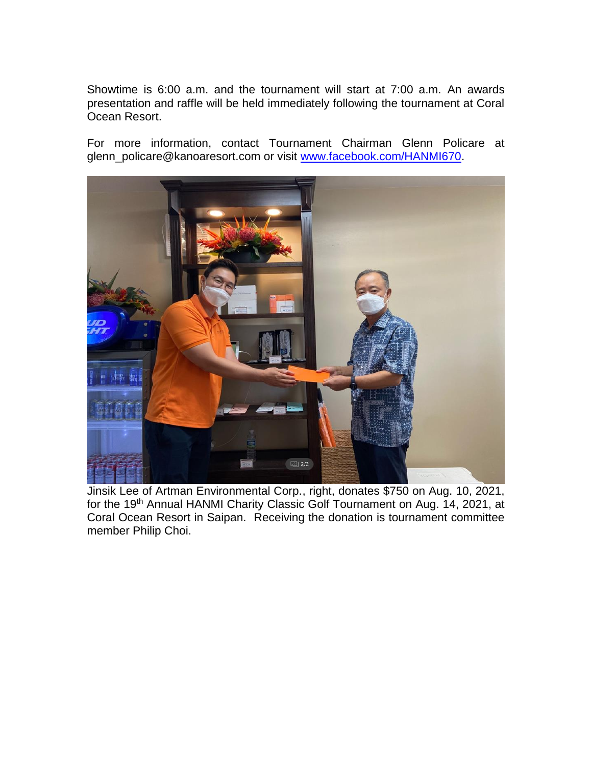Showtime is 6:00 a.m. and the tournament will start at 7:00 a.m. An awards presentation and raffle will be held immediately following the tournament at Coral Ocean Resort.

For more information, contact Tournament Chairman Glenn Policare at glenn_policare@kanoaresort.com or visit [www.facebook.com/HANMI670](www.facebook.com/HANMI670).

Jinsik Lee of Artman Environmental Corp., right, donates $750 on Aug. 10, 2021, for the 19th Annual HANMI Charity Classic Golf Tournament on Aug. 14, 2021, at Coral Ocean Resort in Saipan. Receiving the donation is tournament committee member Philip Choi.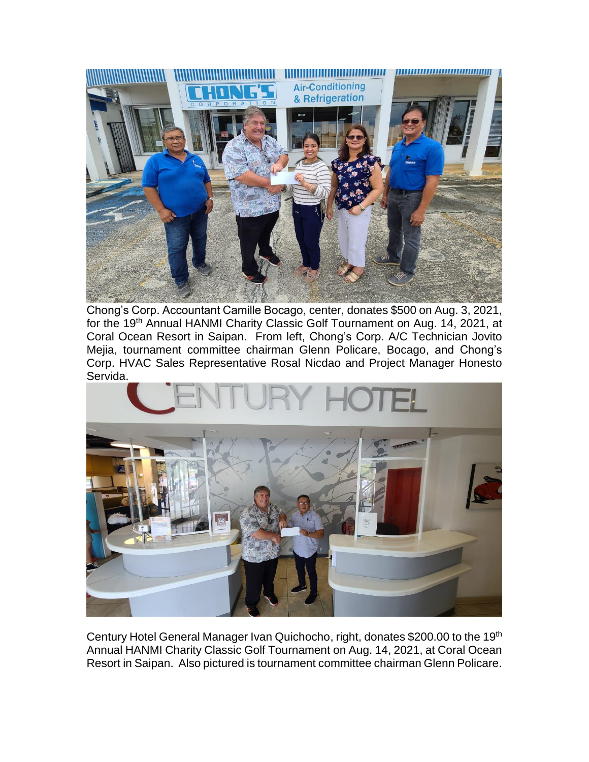Chong's Corp. Accountant Camille Bocago, center, donates $500 on Aug. 3, 2021, for the 19th Annual HANMI Charity Classic Golf Tournament on Aug. 14, 2021, at Coral Ocean Resort in Saipan. From left, Chong's Corp. A/C Technician Jovito Mejia, tournament committee chairman Glenn Policare, Bocago, and Chong's Corp. HVAC Sales Representative Rosal Nicdao and Project Manager Honesto Servida.

Century Hotel General Manager Ivan Quichocho, right, donates $200.00 to the 19th Annual HANMI Charity Classic Golf Tournament on Aug. 14, 2021, at Coral Ocean Resort in Saipan. Also pictured is tournament committee chairman Glenn Policare.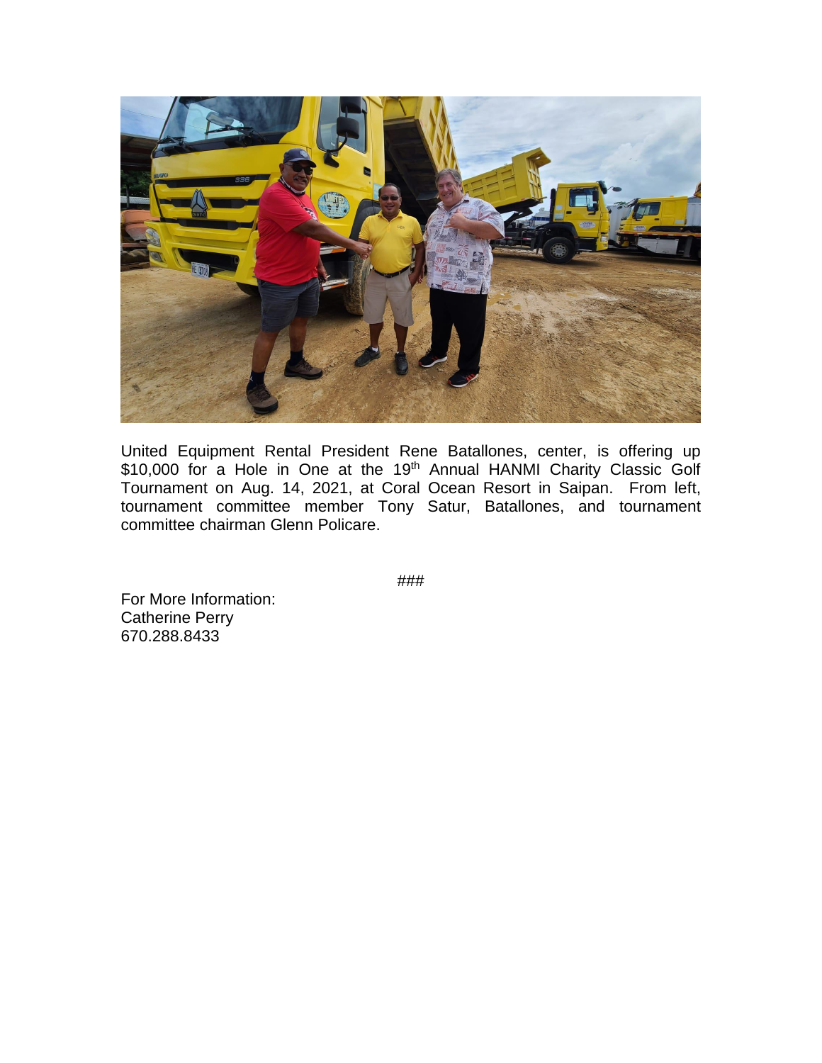United Equipment Rental President Rene Batallones, center, is offering up $10,000 for a Hole in One at the 19th Annual HANMI Charity Classic Golf Tournament on Aug. 14, 2021, at Coral Ocean Resort in Saipan. From left, tournament committee member Tony Satur, Batallones, and tournament committee chairman Glenn Policare.

###

For More Information:
Catherine Perry
670.288.8433